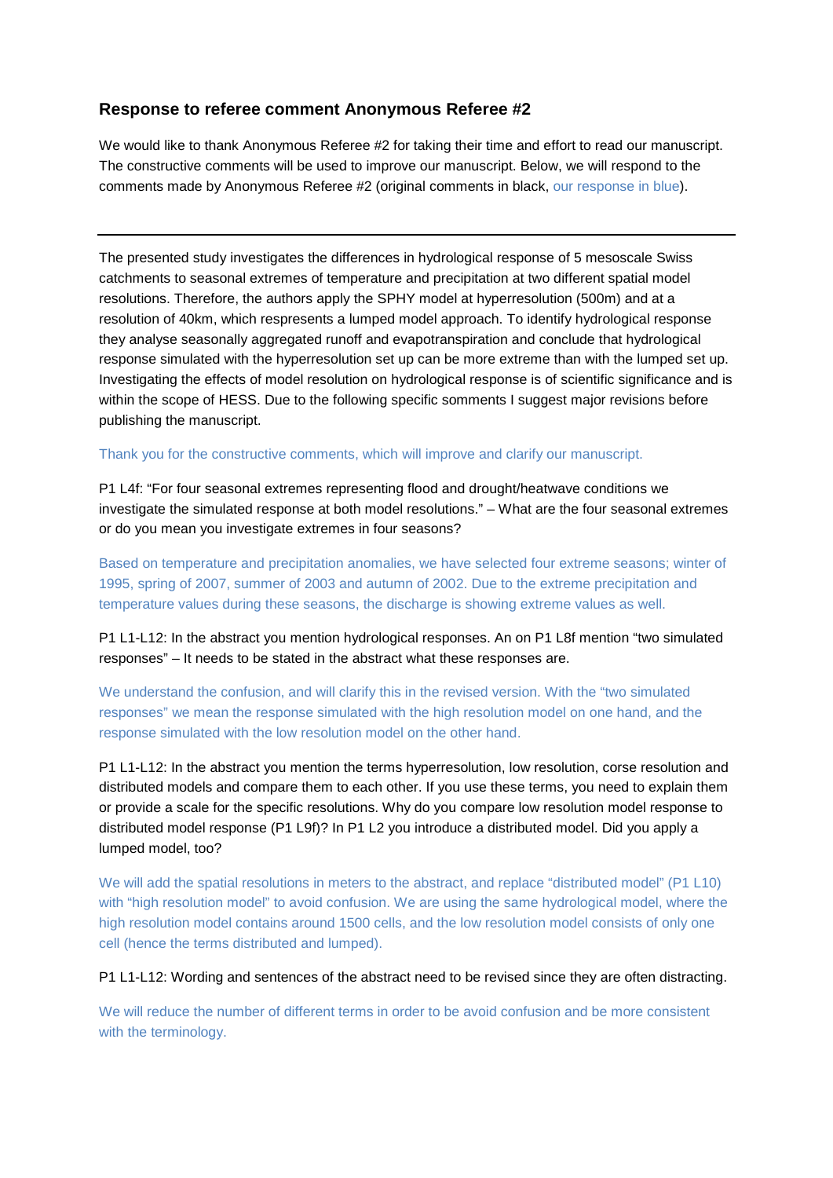## Response to referee comment Anonymous Referee #2

We would like to thank Anonymous Referee #2 for taking their time and effort to read our manuscript. The constructive comments will be used to improve our manuscript. Below, we will respond to the comments made by Anonymous Referee #2 (original comments in black, our response in blue).

---

The presented study investigates the differences in hydrological response of 5 mesoscale Swiss catchments to seasonal extremes of temperature and precipitation at two different spatial model resolutions. Therefore, the authors apply the SPHY model at hyperresolution (500m) and at a resolution of 40km, which respresents a lumped model approach. To identify hydrological response they analyse seasonally aggregated runoff and evapotranspiration and conclude that hydrological response simulated with the hyperresolution set up can be more extreme than with the lumped set up. Investigating the effects of model resolution on hydrological response is of scientific significance and is within the scope of HESS. Due to the following specific somments I suggest major revisions before publishing the manuscript.

Thank you for the constructive comments, which will improve and clarify our manuscript.

P1 L4f: "For four seasonal extremes representing flood and drought/heatwave conditions we investigate the simulated response at both model resolutions." – What are the four seasonal extremes or do you mean you investigate extremes in four seasons?

Based on temperature and precipitation anomalies, we have selected four extreme seasons; winter of 1995, spring of 2007, summer of 2003 and autumn of 2002. Due to the extreme precipitation and temperature values during these seasons, the discharge is showing extreme values as well.

P1 L1-L12: In the abstract you mention hydrological responses. An on P1 L8f mention "two simulated responses" – It needs to be stated in the abstract what these responses are.

We understand the confusion, and will clarify this in the revised version. With the "two simulated responses" we mean the response simulated with the high resolution model on one hand, and the response simulated with the low resolution model on the other hand.

P1 L1-L12: In the abstract you mention the terms hyperresolution, low resolution, corse resolution and distributed models and compare them to each other. If you use these terms, you need to explain them or provide a scale for the specific resolutions. Why do you compare low resolution model response to distributed model response (P1 L9f)? In P1 L2 you introduce a distributed model. Did you apply a lumped model, too?

We will add the spatial resolutions in meters to the abstract, and replace "distributed model" (P1 L10) with "high resolution model" to avoid confusion. We are using the same hydrological model, where the high resolution model contains around 1500 cells, and the low resolution model consists of only one cell (hence the terms distributed and lumped).

P1 L1-L12: Wording and sentences of the abstract need to be revised since they are often distracting.

We will reduce the number of different terms in order to be avoid confusion and be more consistent with the terminology.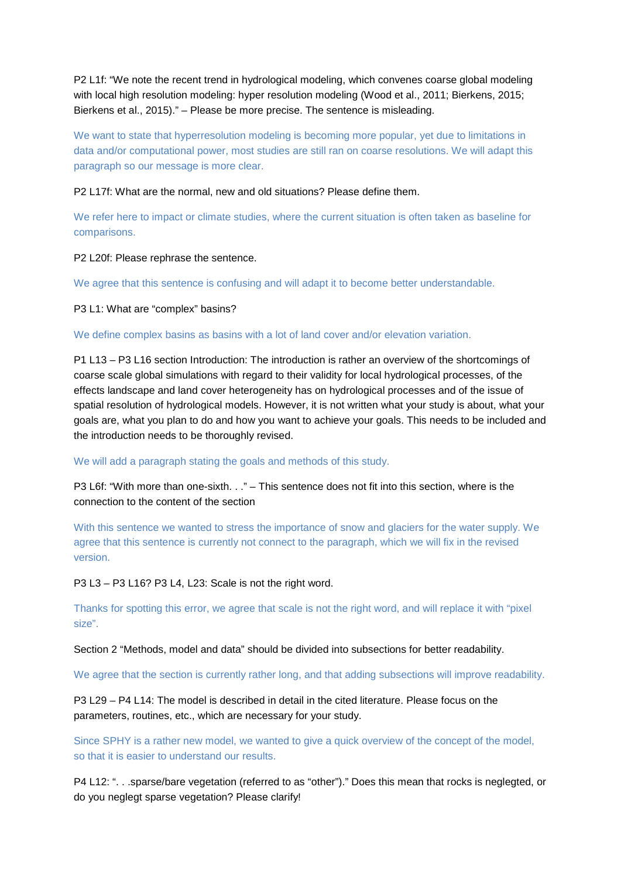P2 L1f: "We note the recent trend in hydrological modeling, which convenes coarse global modeling with local high resolution modeling: hyper resolution modeling (Wood et al., 2011; Bierkens, 2015; Bierkens et al., 2015)." – Please be more precise. The sentence is misleading.

We want to state that hyperresolution modeling is becoming more popular, yet due to limitations in data and/or computational power, most studies are still ran on coarse resolutions. We will adapt this paragraph so our message is more clear.

P2 L17f: What are the normal, new and old situations? Please define them.

We refer here to impact or climate studies, where the current situation is often taken as baseline for comparisons.

P2 L20f: Please rephrase the sentence.

We agree that this sentence is confusing and will adapt it to become better understandable.

P3 L1: What are "complex" basins?

We define complex basins as basins with a lot of land cover and/or elevation variation.

P1 L13 – P3 L16 section Introduction: The introduction is rather an overview of the shortcomings of coarse scale global simulations with regard to their validity for local hydrological processes, of the effects landscape and land cover heterogeneity has on hydrological processes and of the issue of spatial resolution of hydrological models. However, it is not written what your study is about, what your goals are, what you plan to do and how you want to achieve your goals. This needs to be included and the introduction needs to be thoroughly revised.

We will add a paragraph stating the goals and methods of this study.

P3 L6f: "With more than one-sixth. . ." – This sentence does not fit into this section, where is the connection to the content of the section

With this sentence we wanted to stress the importance of snow and glaciers for the water supply. We agree that this sentence is currently not connect to the paragraph, which we will fix in the revised version.

P3 L3 – P3 L16? P3 L4, L23: Scale is not the right word.

Thanks for spotting this error, we agree that scale is not the right word, and will replace it with "pixel size".

Section 2 "Methods, model and data" should be divided into subsections for better readability.

We agree that the section is currently rather long, and that adding subsections will improve readability.

P3 L29 – P4 L14: The model is described in detail in the cited literature. Please focus on the parameters, routines, etc., which are necessary for your study.

Since SPHY is a rather new model, we wanted to give a quick overview of the concept of the model, so that it is easier to understand our results.

P4 L12: ". . .sparse/bare vegetation (referred to as "other")." Does this mean that rocks is neglegted, or do you neglegt sparse vegetation? Please clarify!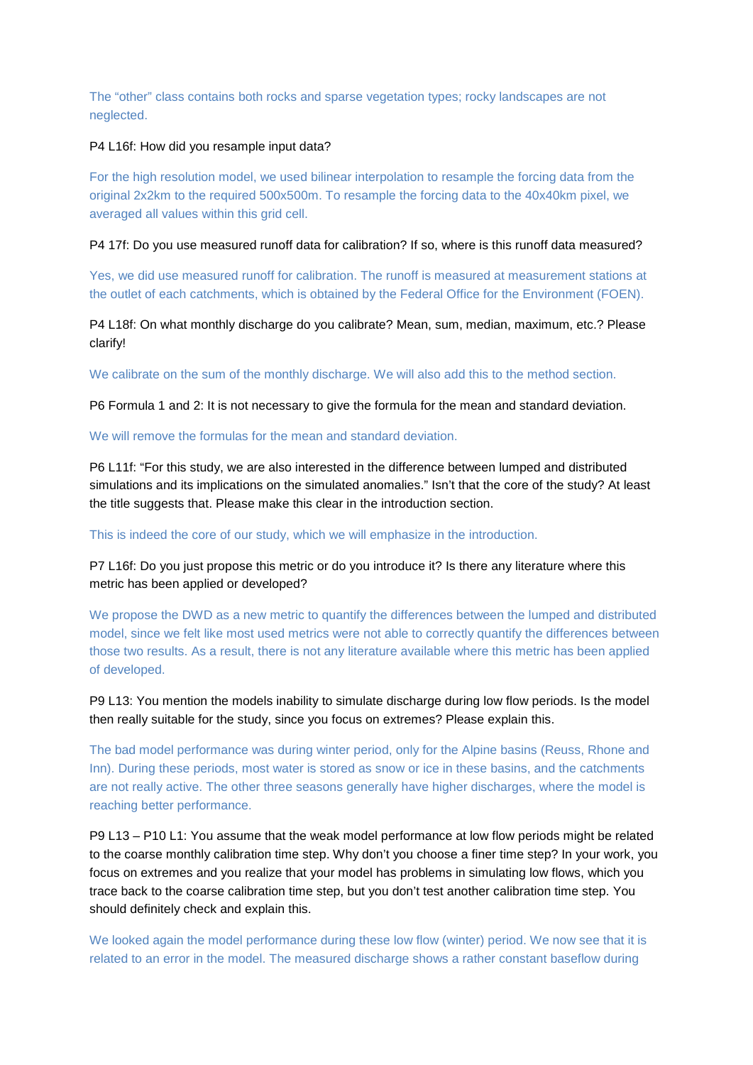The “other” class contains both rocks and sparse vegetation types; rocky landscapes are not neglected.

P4 L16f: How did you resample input data?

For the high resolution model, we used bilinear interpolation to resample the forcing data from the original 2x2km to the required 500x500m. To resample the forcing data to the 40x40km pixel, we averaged all values within this grid cell.

P4 17f: Do you use measured runoff data for calibration? If so, where is this runoff data measured?

Yes, we did use measured runoff for calibration. The runoff is measured at measurement stations at the outlet of each catchments, which is obtained by the Federal Office for the Environment (FOEN).

P4 L18f: On what monthly discharge do you calibrate? Mean, sum, median, maximum, etc.? Please clarify!

We calibrate on the sum of the monthly discharge. We will also add this to the method section.

P6 Formula 1 and 2: It is not necessary to give the formula for the mean and standard deviation.

We will remove the formulas for the mean and standard deviation.

P6 L11f: “For this study, we are also interested in the difference between lumped and distributed simulations and its implications on the simulated anomalies.” Isn’t that the core of the study? At least the title suggests that. Please make this clear in the introduction section.

This is indeed the core of our study, which we will emphasize in the introduction.

P7 L16f: Do you just propose this metric or do you introduce it? Is there any literature where this metric has been applied or developed?

We propose the DWD as a new metric to quantify the differences between the lumped and distributed model, since we felt like most used metrics were not able to correctly quantify the differences between those two results. As a result, there is not any literature available where this metric has been applied of developed.

P9 L13: You mention the models inability to simulate discharge during low flow periods. Is the model then really suitable for the study, since you focus on extremes? Please explain this.

The bad model performance was during winter period, only for the Alpine basins (Reuss, Rhone and Inn). During these periods, most water is stored as snow or ice in these basins, and the catchments are not really active. The other three seasons generally have higher discharges, where the model is reaching better performance.

P9 L13 – P10 L1: You assume that the weak model performance at low flow periods might be related to the coarse monthly calibration time step. Why don’t you choose a finer time step? In your work, you focus on extremes and you realize that your model has problems in simulating low flows, which you trace back to the coarse calibration time step, but you don’t test another calibration time step. You should definitely check and explain this.

We looked again the model performance during these low flow (winter) period. We now see that it is related to an error in the model. The measured discharge shows a rather constant baseflow during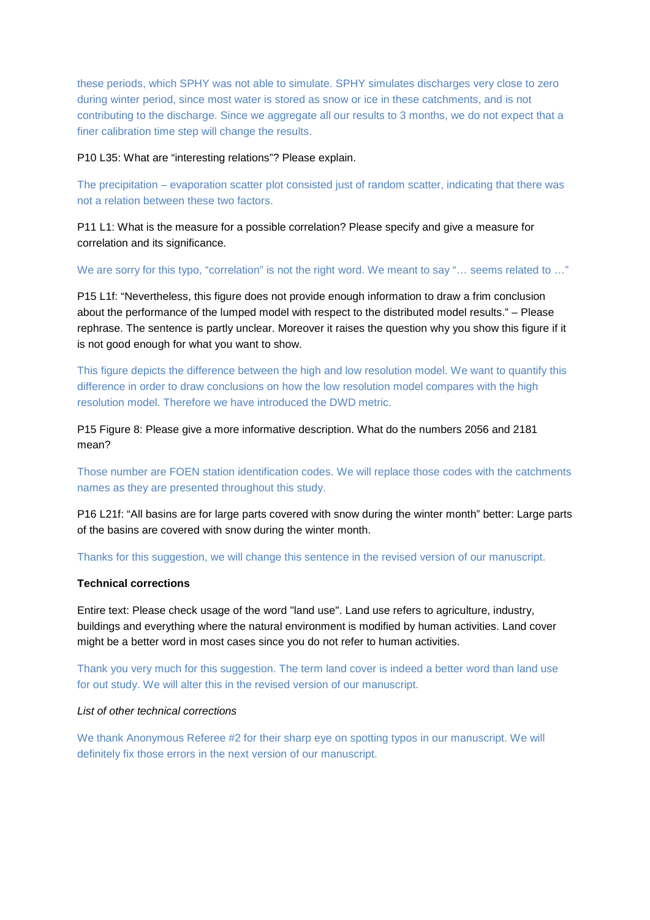these periods, which SPHY was not able to simulate. SPHY simulates discharges very close to zero during winter period, since most water is stored as snow or ice in these catchments, and is not contributing to the discharge. Since we aggregate all our results to 3 months, we do not expect that a finer calibration time step will change the results.

P10 L35: What are "interesting relations"? Please explain.

The precipitation – evaporation scatter plot consisted just of random scatter, indicating that there was not a relation between these two factors.

P11 L1: What is the measure for a possible correlation? Please specify and give a measure for correlation and its significance.

We are sorry for this typo, "correlation" is not the right word. We meant to say "… seems related to …"

P15 L1f: "Nevertheless, this figure does not provide enough information to draw a frim conclusion about the performance of the lumped model with respect to the distributed model results." – Please rephrase. The sentence is partly unclear. Moreover it raises the question why you show this figure if it is not good enough for what you want to show.

This figure depicts the difference between the high and low resolution model. We want to quantify this difference in order to draw conclusions on how the low resolution model compares with the high resolution model. Therefore we have introduced the DWD metric.

P15 Figure 8: Please give a more informative description. What do the numbers 2056 and 2181 mean?

Those number are FOEN station identification codes. We will replace those codes with the catchments names as they are presented throughout this study.

P16 L21f: "All basins are for large parts covered with snow during the winter month" better: Large parts of the basins are covered with snow during the winter month.

Thanks for this suggestion, we will change this sentence in the revised version of our manuscript.

**Technical corrections**

Entire text: Please check usage of the word "land use". Land use refers to agriculture, industry, buildings and everything where the natural environment is modified by human activities. Land cover might be a better word in most cases since you do not refer to human activities.

Thank you very much for this suggestion. The term land cover is indeed a better word than land use for out study. We will alter this in the revised version of our manuscript.

*List of other technical corrections*

We thank Anonymous Referee #2 for their sharp eye on spotting typos in our manuscript. We will definitely fix those errors in the next version of our manuscript.